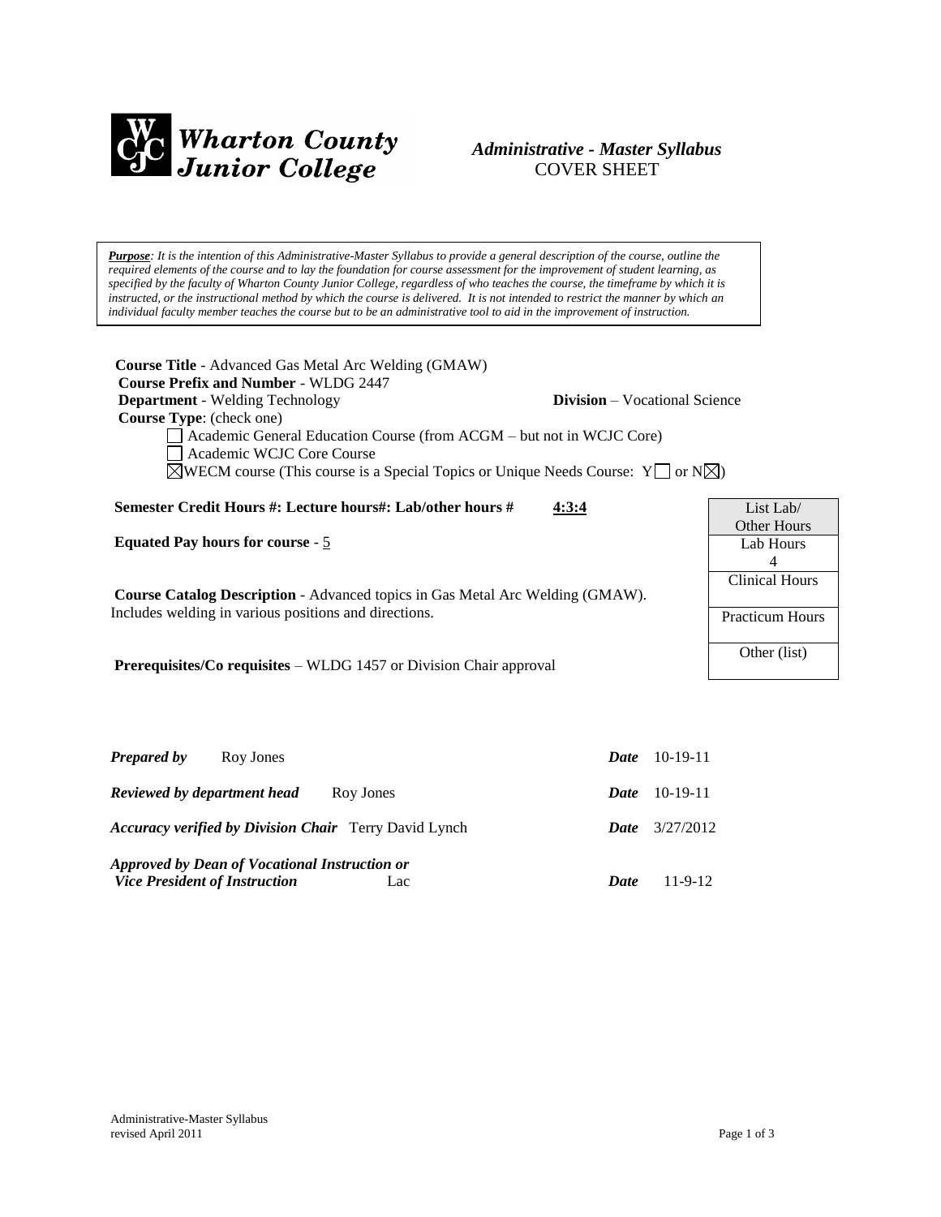**Wharton County Junior College**

*Administrative - Master Syllabus*
COVER SHEET

***Purpose**: It is the intention of this Administrative-Master Syllabus to provide a general description of the course, outline the required elements of the course and to lay the foundation for course assessment for the improvement of student learning, as specified by the faculty of Wharton County Junior College, regardless of who teaches the course, the timeframe by which it is instructed, or the instructional method by which the course is delivered. It is not intended to restrict the manner by which an individual faculty member teaches the course but to be an administrative tool to aid in the improvement of instruction.*

**Course Title** - Advanced Gas Metal Arc Welding (GMAW)
**Course Prefix and Number** - WLDG 2447
**Department** - Welding Technology **Division** – Vocational Science
**Course Type**: (check one)

☐ Academic General Education Course (from ACGM – but not in WCJC Core)
☐ Academic WCJC Core Course
☒ WECM course (This course is a Special Topics or Unique Needs Course: Y☐ or N☒)

**Semester Credit Hours #: Lecture hours#: Lab/other hours #** **4:3:4**

**Equated Pay hours for course** - 5

**Course Catalog Description** - Advanced topics in Gas Metal Arc Welding (GMAW). Includes welding in various positions and directions.

**Prerequisites/Co requisites** – WLDG 1457 or Division Chair approval

| List Lab/ Other Hours |
|---|
| Lab Hours 4 |
| Clinical Hours |
| Practicum Hours |
| Other (list) |

***Prepared by*** Roy Jones ***Date*** 10-19-11

***Reviewed by department head*** Roy Jones ***Date*** 10-19-11

***Accuracy verified by Division Chair*** Terry David Lynch ***Date*** 3/27/2012

***Approved by Dean of Vocational Instruction or Vice President of Instruction*** Lac ***Date*** 11-9-12

Administrative-Master Syllabus
revised April 2011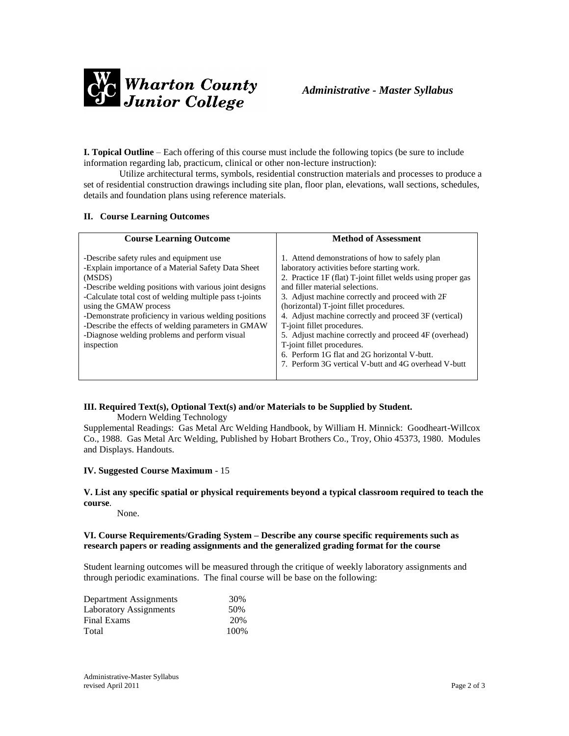**I. Topical Outline** – Each offering of this course must include the following topics (be sure to include information regarding lab, practicum, clinical or other non-lecture instruction):

Utilize architectural terms, symbols, residential construction materials and processes to produce a set of residential construction drawings including site plan, floor plan, elevations, wall sections, schedules, details and foundation plans using reference materials.

## II. Course Learning Outcomes

| Course Learning Outcome | Method of Assessment |
|---|---|
| -Describe safety rules and equipment use<br>-Explain importance of a Material Safety Data Sheet (MSDS)<br>-Describe welding positions with various joint designs<br>-Calculate total cost of welding multiple pass t-joints using the GMAW process<br>-Demonstrate proficiency in various welding positions<br>-Describe the effects of welding parameters in GMAW<br>-Diagnose welding problems and perform visual inspection | 1. Attend demonstrations of how to safely plan laboratory activities before starting work.<br>2. Practice 1F (flat) T-joint fillet welds using proper gas and filler material selections.<br>3. Adjust machine correctly and proceed with 2F (horizontal) T-joint fillet procedures.<br>4. Adjust machine correctly and proceed 3F (vertical) T-joint fillet procedures.<br>5. Adjust machine correctly and proceed 4F (overhead) T-joint fillet procedures.<br>6. Perform 1G flat and 2G horizontal V-butt.<br>7. Perform 3G vertical V-butt and 4G overhead V-butt |

## III. Required Text(s), Optional Text(s) and/or Materials to be Supplied by Student.

Modern Welding Technology

Supplemental Readings: Gas Metal Arc Welding Handbook, by William H. Minnick: Goodheart-Willcox Co., 1988. Gas Metal Arc Welding, Published by Hobart Brothers Co., Troy, Ohio 45373, 1980. Modules and Displays. Handouts.

## IV. Suggested Course Maximum - 15

## V. List any specific spatial or physical requirements beyond a typical classroom required to teach the course.

None.

## VI. Course Requirements/Grading System – Describe any course specific requirements such as research papers or reading assignments and the generalized grading format for the course

Student learning outcomes will be measured through the critique of weekly laboratory assignments and through periodic examinations. The final course will be base on the following:

| | |
|---|---|
| Department Assignments | 30% |
| Laboratory Assignments | 50% |
| Final Exams | 20% |
| Total | 100% |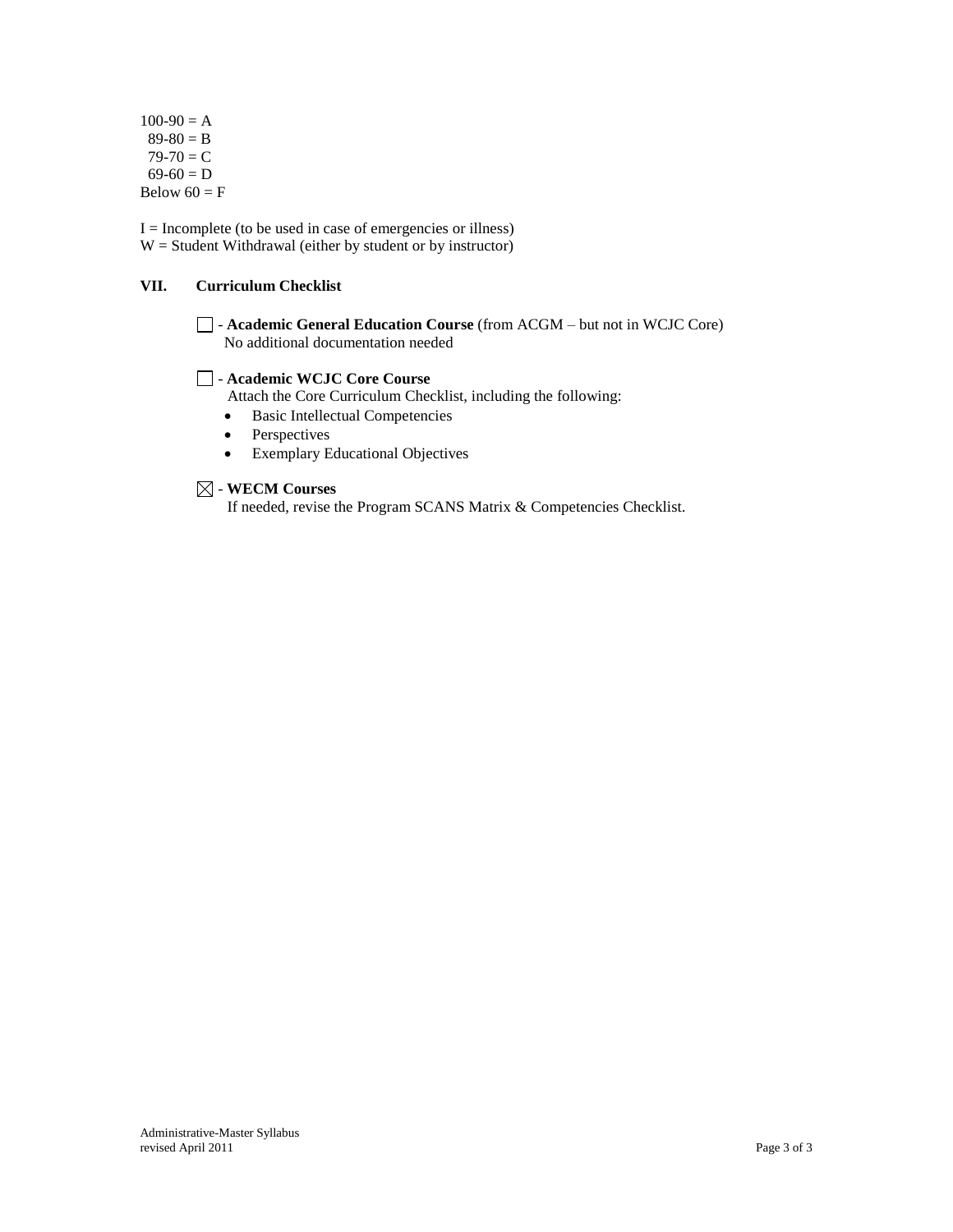100-90 = A
89-80 = B
79-70 = C
69-60 = D
Below 60 = F

I = Incomplete (to be used in case of emergencies or illness)
W = Student Withdrawal (either by student or by instructor)

## VII. Curriculum Checklist

☐ - **Academic General Education Course** (from ACGM – but not in WCJC Core)
No additional documentation needed

☐ - **Academic WCJC Core Course**
Attach the Core Curriculum Checklist, including the following:

- Basic Intellectual Competencies
- Perspectives
- Exemplary Educational Objectives

☒ - **WECM Courses**
If needed, revise the Program SCANS Matrix & Competencies Checklist.

Administrative-Master Syllabus
revised April 2011